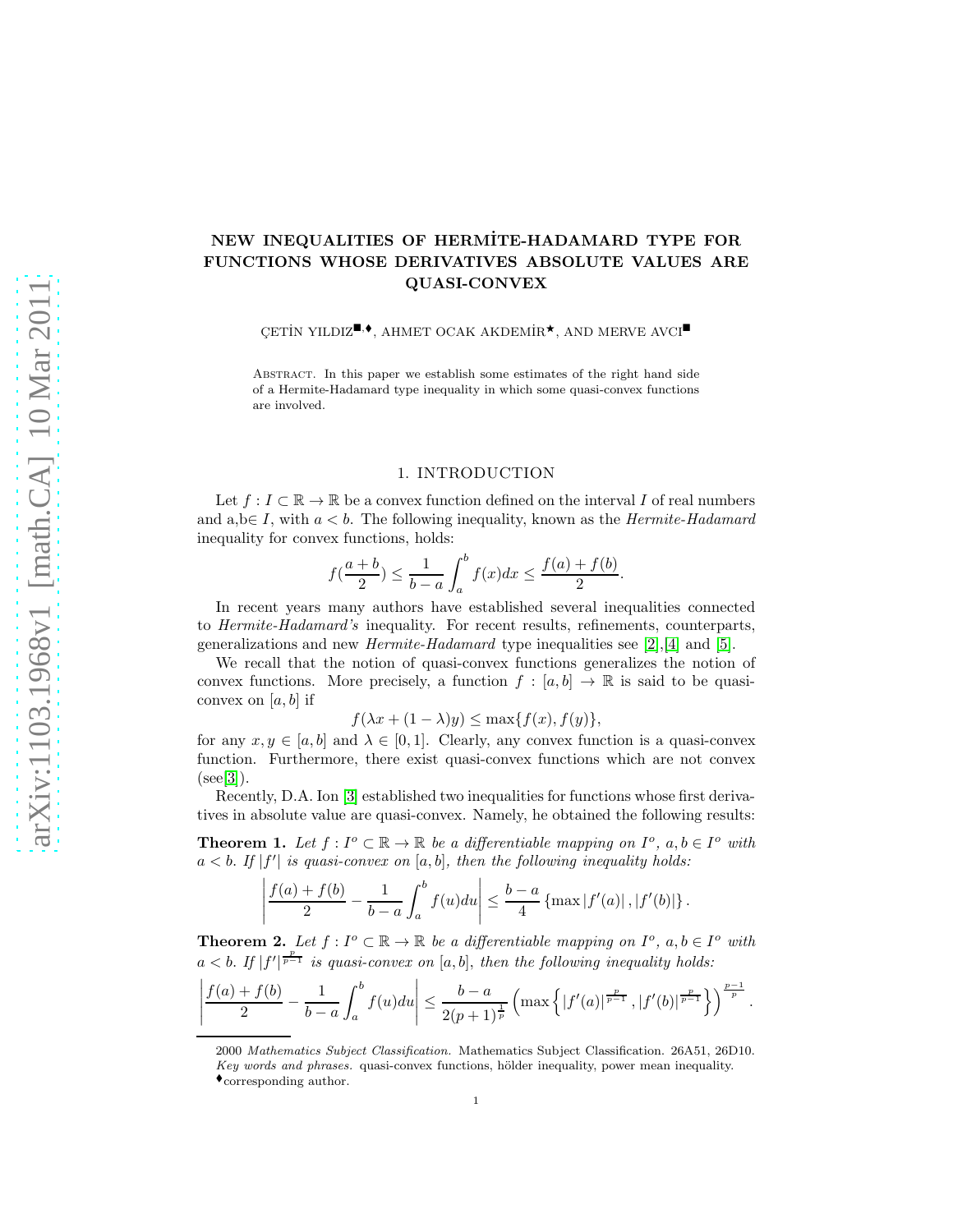# NEW INEQUALITIES OF HERMİTE-HADAMARD TYPE FOR FUNCTIONS WHOSE DERIVATIVES ABSOLUTE VALUES ARE QUASI-CONVEX

ÇETİN YILDIZ[■,♦], AHMET OCAK AKDEMİR[★], AND MERVE AVCI[■]

Abstract. In this paper we establish some estimates of the right hand side of a Hermite-Hadamard type inequality in which some quasi-convex functions are involved.

## 1. INTRODUCTION

Let $f : I \subset \mathbb{R} \to \mathbb{R}$ be a convex function defined on the interval $I$ of real numbers and a,b$\in I$, with $a < b$. The following inequality, known as the *Hermite-Hadamard* inequality for convex functions, holds:

$$f(\frac{a+b}{2}) \leq \frac{1}{b-a}\int_a^b f(x)dx \leq \frac{f(a)+f(b)}{2}.$$

In recent years many authors have established several inequalities connected to *Hermite-Hadamard's* inequality. For recent results, refinements, counterparts, generalizations and new *Hermite-Hadamard* type inequalities see [2],[4] and [5].

We recall that the notion of quasi-convex functions generalizes the notion of convex functions. More precisely, a function $f : [a, b] \to \mathbb{R}$ is said to be quasi-convex on $[a, b]$ if

$$f(\lambda x + (1-\lambda)y) \leq \max\{f(x), f(y)\},$$

for any $x, y \in [a, b]$ and $\lambda \in [0, 1]$. Clearly, any convex function is a quasi-convex function. Furthermore, there exist quasi-convex functions which are not convex (see[3]).

Recently, D.A. Ion [3] established two inequalities for functions whose first derivatives in absolute value are quasi-convex. Namely, he obtained the following results:

**Theorem 1.** *Let $f : I^o \subset \mathbb{R} \to \mathbb{R}$ be a differentiable mapping on $I^o$, $a, b \in I^o$ with $a < b$. If $|f'|$ is quasi-convex on $[a, b]$, then the following inequality holds:*

$$\left|\frac{f(a)+f(b)}{2} - \frac{1}{b-a}\int_a^b f(u)du\right| \leq \frac{b-a}{4}\left\{\max|f'(a)|, |f'(b)|\right\}.$$

**Theorem 2.** *Let $f : I^o \subset \mathbb{R} \to \mathbb{R}$ be a differentiable mapping on $I^o$, $a, b \in I^o$ with $a < b$. If $|f'|^{\frac{p}{p-1}}$ is quasi-convex on $[a, b]$, then the following inequality holds:*

$$\left|\frac{f(a)+f(b)}{2} - \frac{1}{b-a}\int_a^b f(u)du\right| \leq \frac{b-a}{2(p+1)^{\frac{1}{p}}}\left(\max\left\{|f'(a)|^{\frac{p}{p-1}}, |f'(b)|^{\frac{p}{p-1}}\right\}\right)^{\frac{p-1}{p}}.$$

2000 *Mathematics Subject Classification.* Mathematics Subject Classification. 26A51, 26D10.
*Key words and phrases.* quasi-convex functions, hölder inequality, power mean inequality.
[♦]corresponding author.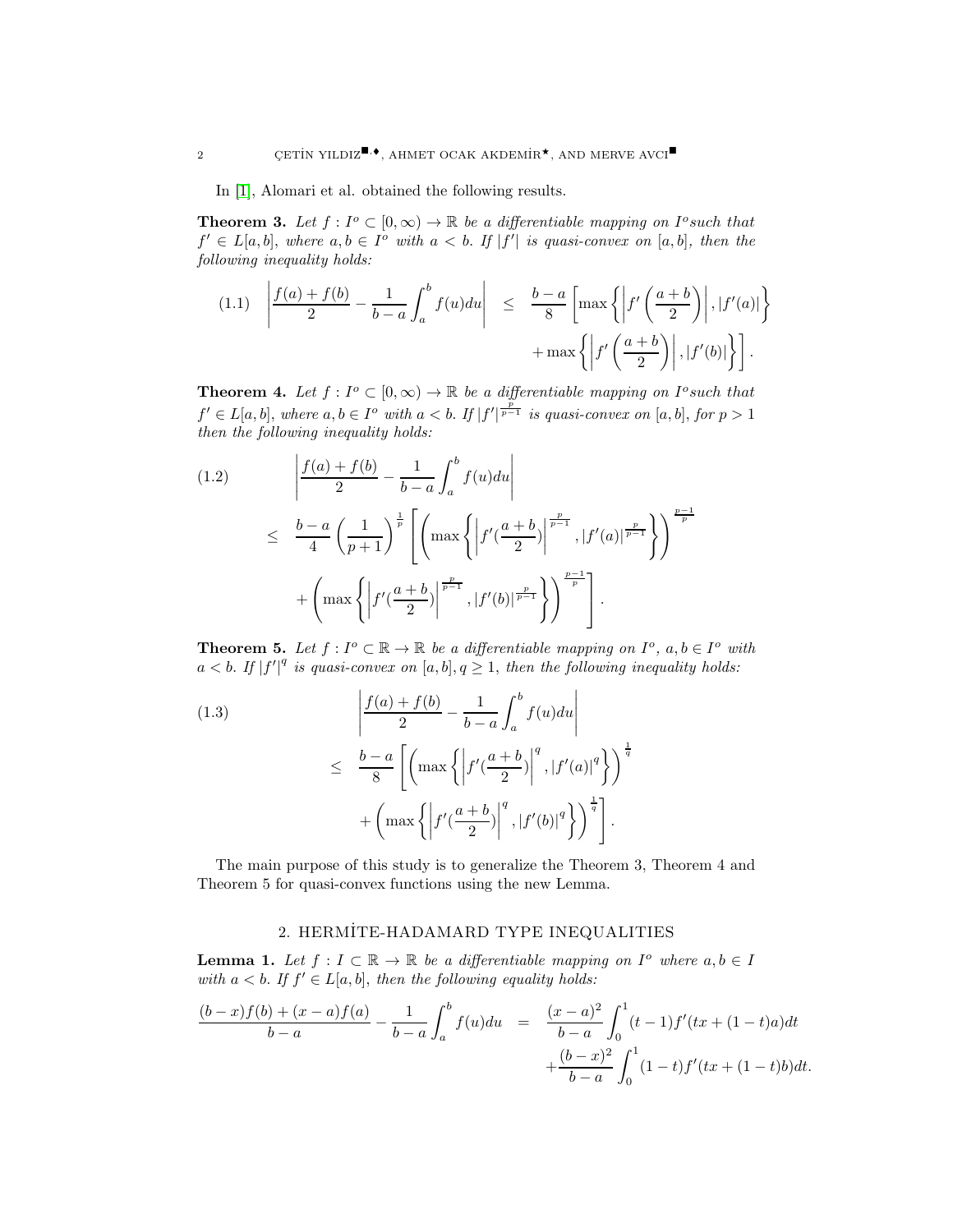In [1], Alomari et al. obtained the following results.

**Theorem 3.** *Let $f : I^o \subset [0,\infty) \to \mathbb{R}$ be a differentiable mapping on $I^o$ such that $f' \in L[a,b]$, where $a,b \in I^o$ with $a < b$. If $|f'|$ is quasi-convex on $[a,b]$, then the following inequality holds:*

$$\left|\frac{f(a)+f(b)}{2} - \frac{1}{b-a}\int_a^b f(u)du\right| \leq \frac{b-a}{8}\left[\max\left\{\left|f'\left(\frac{a+b}{2}\right)\right|, |f'(a)|\right\} + \max\left\{\left|f'\left(\frac{a+b}{2}\right)\right|, |f'(b)|\right\}\right]. \tag{1.1}$$

**Theorem 4.** *Let $f : I^o \subset [0,\infty) \to \mathbb{R}$ be a differentiable mapping on $I^o$ such that $f' \in L[a,b]$, where $a,b \in I^o$ with $a < b$. If $|f'|^{\frac{p}{p-1}}$ is quasi-convex on $[a,b]$, for $p > 1$ then the following inequality holds:*

$$\begin{aligned}
&\left|\frac{f(a)+f(b)}{2} - \frac{1}{b-a}\int_a^b f(u)du\right| \\
&\leq \frac{b-a}{4}\left(\frac{1}{p+1}\right)^{\frac{1}{p}}\left[\left(\max\left\{\left|f'\left(\frac{a+b}{2}\right)\right|^{\frac{p}{p-1}}, |f'(a)|^{\frac{p}{p-1}}\right\}\right)^{\frac{p-1}{p}} + \left(\max\left\{\left|f'\left(\frac{a+b}{2}\right)\right|^{\frac{p}{p-1}}, |f'(b)|^{\frac{p}{p-1}}\right\}\right)^{\frac{p-1}{p}}\right].
\end{aligned} \tag{1.2}$$

**Theorem 5.** *Let $f : I^o \subset \mathbb{R} \to \mathbb{R}$ be a differentiable mapping on $I^o$, $a,b \in I^o$ with $a < b$. If $|f'|^q$ is quasi-convex on $[a,b]$, $q \geq 1$, then the following inequality holds:*

$$\begin{aligned}
&\left|\frac{f(a)+f(b)}{2} - \frac{1}{b-a}\int_a^b f(u)du\right| \\
&\leq \frac{b-a}{8}\left[\left(\max\left\{\left|f'\left(\frac{a+b}{2}\right)\right|^q, |f'(a)|^q\right\}\right)^{\frac{1}{q}} + \left(\max\left\{\left|f'\left(\frac{a+b}{2}\right)\right|^q, |f'(b)|^q\right\}\right)^{\frac{1}{q}}\right].
\end{aligned} \tag{1.3}$$

The main purpose of this study is to generalize the Theorem 3, Theorem 4 and Theorem 5 for quasi-convex functions using the new Lemma.

## 2. HERMİTE-HADAMARD TYPE INEQUALITIES

**Lemma 1.** *Let $f : I \subset \mathbb{R} \to \mathbb{R}$ be a differentiable mapping on $I^o$ where $a,b \in I$ with $a < b$. If $f' \in L[a,b]$, then the following equality holds:*

$$\begin{aligned}
\frac{(b-x)f(b)+(x-a)f(a)}{b-a} - \frac{1}{b-a}\int_a^b f(u)du &= \frac{(x-a)^2}{b-a}\int_0^1 (t-1)f'(tx+(1-t)a)dt \\
&\quad + \frac{(b-x)^2}{b-a}\int_0^1 (1-t)f'(tx+(1-t)b)dt.
\end{aligned}$$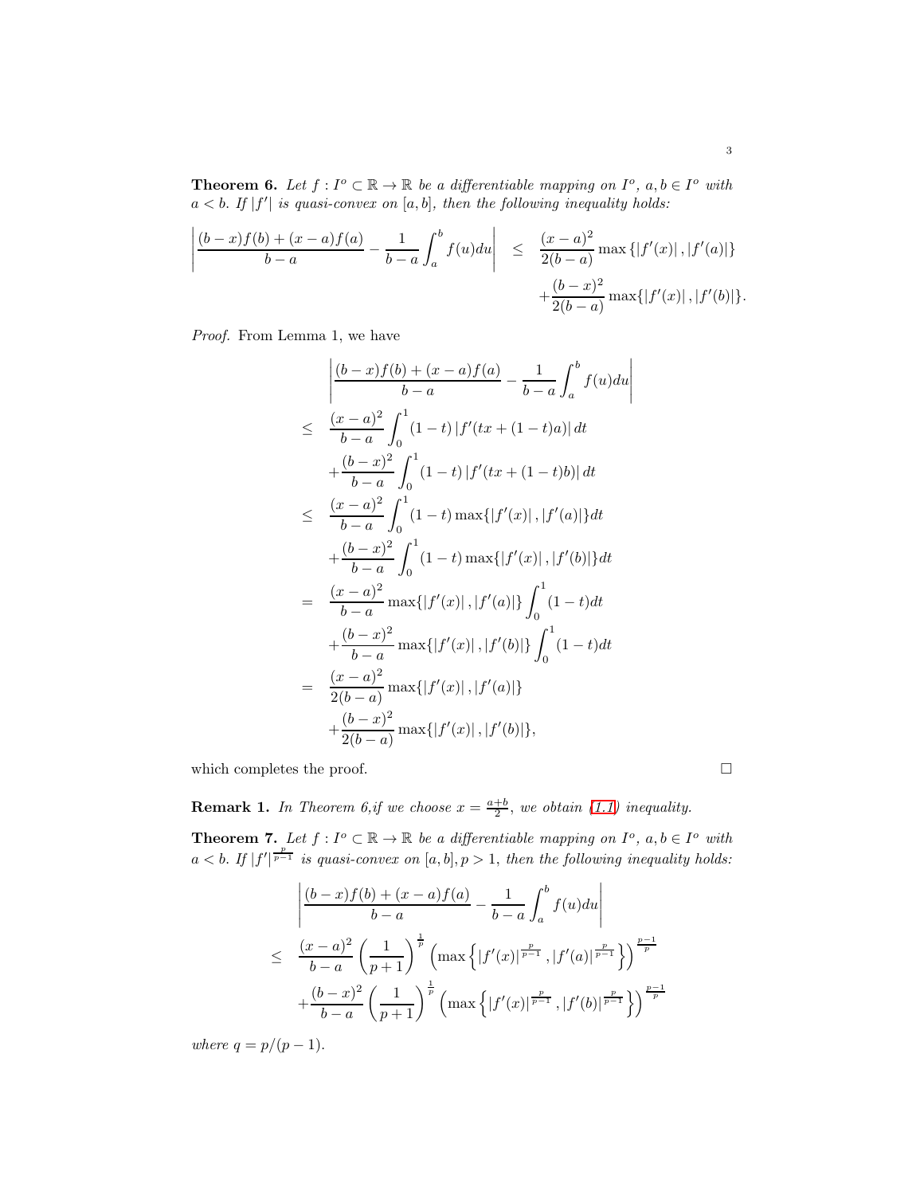**Theorem 6.** *Let $f : I^o \subset \mathbb{R} \to \mathbb{R}$ be a differentiable mapping on $I^o$, $a, b \in I^o$ with $a < b$. If $|f'|$ is quasi-convex on $[a, b]$, then the following inequality holds:*

$$\left| \frac{(b-x)f(b)+(x-a)f(a)}{b-a} - \frac{1}{b-a}\int_a^b f(u)du \right| \leq \frac{(x-a)^2}{2(b-a)} \max\{|f'(x)|, |f'(a)|\} + \frac{(b-x)^2}{2(b-a)} \max\{|f'(x)|, |f'(b)|\}.$$

*Proof.* From Lemma 1, we have

$$\begin{aligned}
&\left| \frac{(b-x)f(b)+(x-a)f(a)}{b-a} - \frac{1}{b-a}\int_a^b f(u)du \right| \\
\leq\ & \frac{(x-a)^2}{b-a}\int_0^1 (1-t)\left|f'(tx+(1-t)a)\right| dt \\
&+ \frac{(b-x)^2}{b-a}\int_0^1 (1-t)\left|f'(tx+(1-t)b)\right| dt \\
\leq\ & \frac{(x-a)^2}{b-a}\int_0^1 (1-t)\max\{|f'(x)|, |f'(a)|\}dt \\
&+ \frac{(b-x)^2}{b-a}\int_0^1 (1-t)\max\{|f'(x)|, |f'(b)|\}dt \\
=\ & \frac{(x-a)^2}{b-a}\max\{|f'(x)|, |f'(a)|\}\int_0^1 (1-t)dt \\
&+ \frac{(b-x)^2}{b-a}\max\{|f'(x)|, |f'(b)|\}\int_0^1 (1-t)dt \\
=\ & \frac{(x-a)^2}{2(b-a)}\max\{|f'(x)|, |f'(a)|\} \\
&+ \frac{(b-x)^2}{2(b-a)}\max\{|f'(x)|, |f'(b)|\},
\end{aligned}$$

which completes the proof. $\square$

**Remark 1.** *In Theorem 6,if we choose $x = \frac{a+b}{2}$, we obtain (1.1) inequality.*

**Theorem 7.** *Let $f : I^o \subset \mathbb{R} \to \mathbb{R}$ be a differentiable mapping on $I^o$, $a, b \in I^o$ with $a < b$. If $|f'|^{\frac{p}{p-1}}$ is quasi-convex on $[a, b], p > 1$, then the following inequality holds:*

$$\begin{aligned}
&\left| \frac{(b-x)f(b)+(x-a)f(a)}{b-a} - \frac{1}{b-a}\int_a^b f(u)du \right| \\
\leq\ & \frac{(x-a)^2}{b-a}\left(\frac{1}{p+1}\right)^{\frac{1}{p}}\left(\max\left\{|f'(x)|^{\frac{p}{p-1}}, |f'(a)|^{\frac{p}{p-1}}\right\}\right)^{\frac{p-1}{p}} \\
&+ \frac{(b-x)^2}{b-a}\left(\frac{1}{p+1}\right)^{\frac{1}{p}}\left(\max\left\{|f'(x)|^{\frac{p}{p-1}}, |f'(b)|^{\frac{p}{p-1}}\right\}\right)^{\frac{p-1}{p}}
\end{aligned}$$

*where $q = p/(p-1)$.*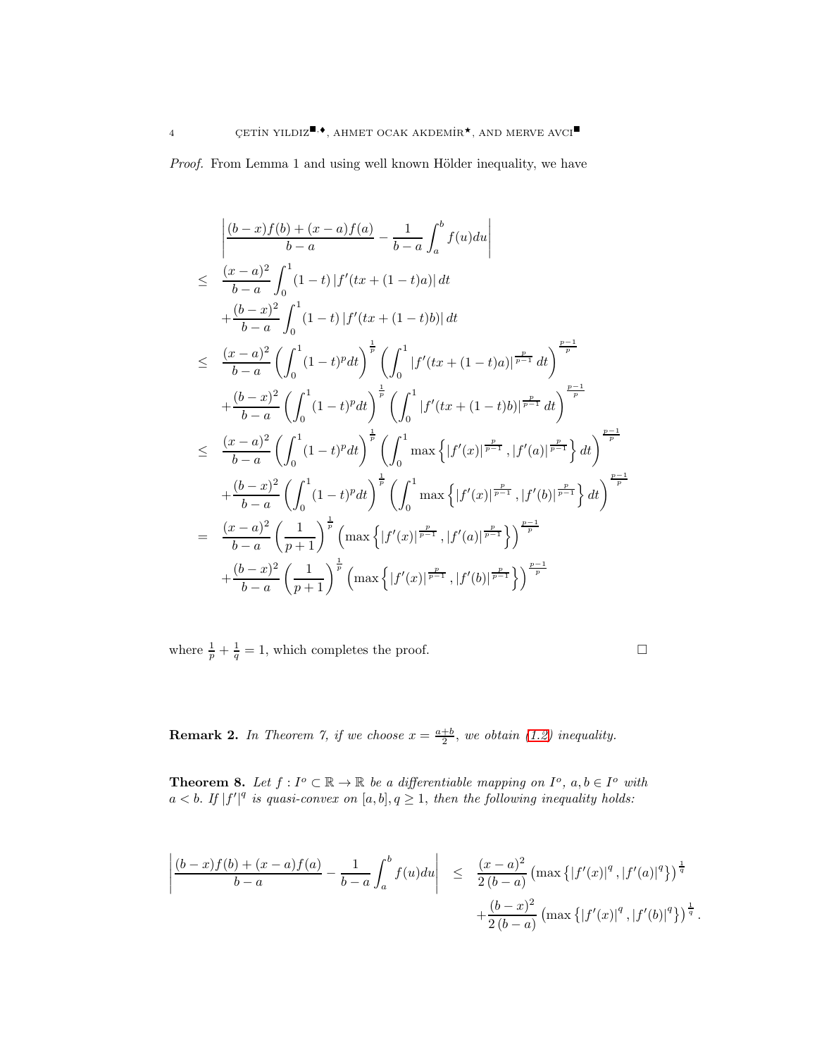*Proof.* From Lemma 1 and using well known Hölder inequality, we have

$$
\begin{aligned}
&\left|\frac{(b-x)f(b)+(x-a)f(a)}{b-a}-\frac{1}{b-a}\int_a^b f(u)du\right| \\
\leq\ & \frac{(x-a)^2}{b-a}\int_0^1 (1-t)\left|f'(tx+(1-t)a)\right|dt \\
&+\frac{(b-x)^2}{b-a}\int_0^1 (1-t)\left|f'(tx+(1-t)b)\right|dt \\
\leq\ & \frac{(x-a)^2}{b-a}\left(\int_0^1 (1-t)^p dt\right)^{\frac{1}{p}}\left(\int_0^1 \left|f'(tx+(1-t)a)\right|^{\frac{p}{p-1}}dt\right)^{\frac{p-1}{p}} \\
&+\frac{(b-x)^2}{b-a}\left(\int_0^1 (1-t)^p dt\right)^{\frac{1}{p}}\left(\int_0^1 \left|f'(tx+(1-t)b)\right|^{\frac{p}{p-1}}dt\right)^{\frac{p-1}{p}} \\
\leq\ & \frac{(x-a)^2}{b-a}\left(\int_0^1 (1-t)^p dt\right)^{\frac{1}{p}}\left(\int_0^1 \max\left\{\left|f'(x)\right|^{\frac{p}{p-1}},\left|f'(a)\right|^{\frac{p}{p-1}}\right\}dt\right)^{\frac{p-1}{p}} \\
&+\frac{(b-x)^2}{b-a}\left(\int_0^1 (1-t)^p dt\right)^{\frac{1}{p}}\left(\int_0^1 \max\left\{\left|f'(x)\right|^{\frac{p}{p-1}},\left|f'(b)\right|^{\frac{p}{p-1}}\right\}dt\right)^{\frac{p-1}{p}} \\
=\ & \frac{(x-a)^2}{b-a}\left(\frac{1}{p+1}\right)^{\frac{1}{p}}\left(\max\left\{\left|f'(x)\right|^{\frac{p}{p-1}},\left|f'(a)\right|^{\frac{p}{p-1}}\right\}\right)^{\frac{p-1}{p}} \\
&+\frac{(b-x)^2}{b-a}\left(\frac{1}{p+1}\right)^{\frac{1}{p}}\left(\max\left\{\left|f'(x)\right|^{\frac{p}{p-1}},\left|f'(b)\right|^{\frac{p}{p-1}}\right\}\right)^{\frac{p-1}{p}}
\end{aligned}
$$

where $\frac{1}{p}+\frac{1}{q}=1$, which completes the proof. □

**Remark 2.** *In Theorem 7, if we choose $x=\frac{a+b}{2}$, we obtain (1.2) inequality.*

**Theorem 8.** *Let $f: I^o\subset\mathbb{R}\to\mathbb{R}$ be a differentiable mapping on $I^o$, $a,b\in I^o$ with $a<b$. If $|f'|^q$ is quasi-convex on $[a,b]$, $q\geq 1$, then the following inequality holds:*

$$
\begin{aligned}
\left|\frac{(b-x)f(b)+(x-a)f(a)}{b-a}-\frac{1}{b-a}\int_a^b f(u)du\right| \leq\ & \frac{(x-a)^2}{2(b-a)}\left(\max\left\{\left|f'(x)\right|^q,\left|f'(a)\right|^q\right\}\right)^{\frac{1}{q}} \\
&+\frac{(b-x)^2}{2(b-a)}\left(\max\left\{\left|f'(x)\right|^q,\left|f'(b)\right|^q\right\}\right)^{\frac{1}{q}}.
\end{aligned}
$$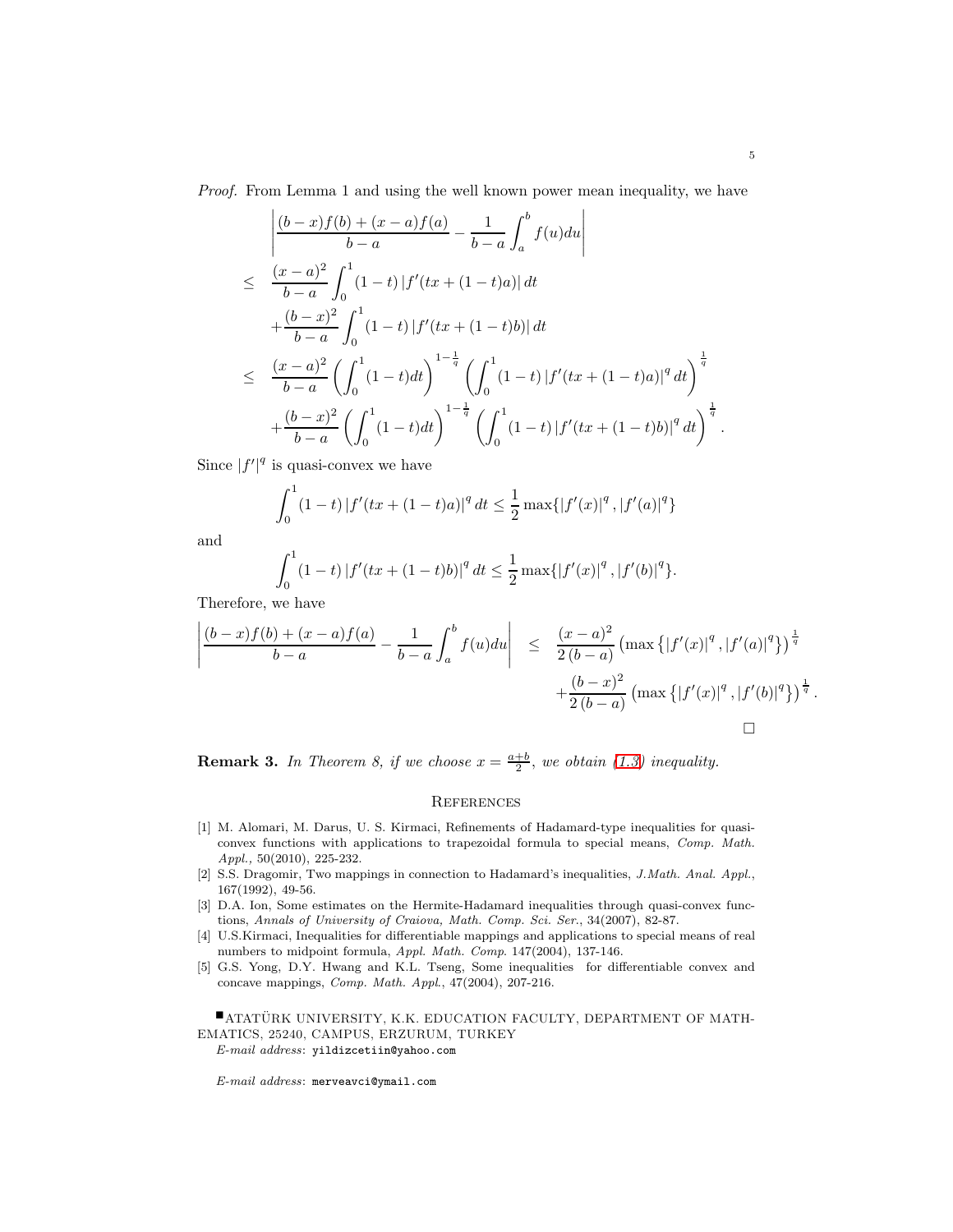*Proof.* From Lemma 1 and using the well known power mean inequality, we have

$$
\begin{aligned}
&\left|\frac{(b-x)f(b)+(x-a)f(a)}{b-a}-\frac{1}{b-a}\int_a^b f(u)du\right| \\
\leq\ & \frac{(x-a)^2}{b-a}\int_0^1 (1-t)\left|f'(tx+(1-t)a)\right|dt \\
&+\frac{(b-x)^2}{b-a}\int_0^1 (1-t)\left|f'(tx+(1-t)b)\right|dt \\
\leq\ & \frac{(x-a)^2}{b-a}\left(\int_0^1 (1-t)dt\right)^{1-\frac{1}{q}}\left(\int_0^1 (1-t)\left|f'(tx+(1-t)a)\right|^q dt\right)^{\frac{1}{q}} \\
&+\frac{(b-x)^2}{b-a}\left(\int_0^1 (1-t)dt\right)^{1-\frac{1}{q}}\left(\int_0^1 (1-t)\left|f'(tx+(1-t)b)\right|^q dt\right)^{\frac{1}{q}}.
\end{aligned}
$$

Since $|f'|^q$ is quasi-convex we have

$$
\int_0^1 (1-t)\left|f'(tx+(1-t)a)\right|^q dt \leq \frac{1}{2}\max\{|f'(x)|^q,|f'(a)|^q\}
$$

and

$$
\int_0^1 (1-t)\left|f'(tx+(1-t)b)\right|^q dt \leq \frac{1}{2}\max\{|f'(x)|^q,|f'(b)|^q\}.
$$

Therefore, we have

$$
\begin{aligned}
\left|\frac{(b-x)f(b)+(x-a)f(a)}{b-a}-\frac{1}{b-a}\int_a^b f(u)du\right| \leq\ & \frac{(x-a)^2}{2(b-a)}\left(\max\left\{|f'(x)|^q,|f'(a)|^q\right\}\right)^{\frac{1}{q}} \\
&+\frac{(b-x)^2}{2(b-a)}\left(\max\left\{|f'(x)|^q,|f'(b)|^q\right\}\right)^{\frac{1}{q}}.
\end{aligned}
$$

□

**Remark 3.** *In Theorem 8, if we choose $x=\frac{a+b}{2}$, we obtain (1.3) inequality.*

## References

[1] M. Alomari, M. Darus, U. S. Kirmaci, Refinements of Hadamard-type inequalities for quasi-convex functions with applications to trapezoidal formula to special means, *Comp. Math. Appl.,* 50(2010), 225-232.

[2] S.S. Dragomir, Two mappings in connection to Hadamard's inequalities, *J.Math. Anal. Appl.*, 167(1992), 49-56.

[3] D.A. Ion, Some estimates on the Hermite-Hadamard inequalities through quasi-convex functions, *Annals of University of Craiova, Math. Comp. Sci. Ser.*, 34(2007), 82-87.

[4] U.S.Kirmaci, Inequalities for differentiable mappings and applications to special means of real numbers to midpoint formula, *Appl. Math. Comp.* 147(2004), 137-146.

[5] G.S. Yong, D.Y. Hwang and K.L. Tseng, Some inequalities for differentiable convex and concave mappings, *Comp. Math. Appl.*, 47(2004), 207-216.

■ATATÜRK UNIVERSITY, K.K. EDUCATION FACULTY, DEPARTMENT OF MATHEMATICS, 25240, CAMPUS, ERZURUM, TURKEY

*E-mail address*: yildizcetiin@yahoo.com

*E-mail address*: merveavci@ymail.com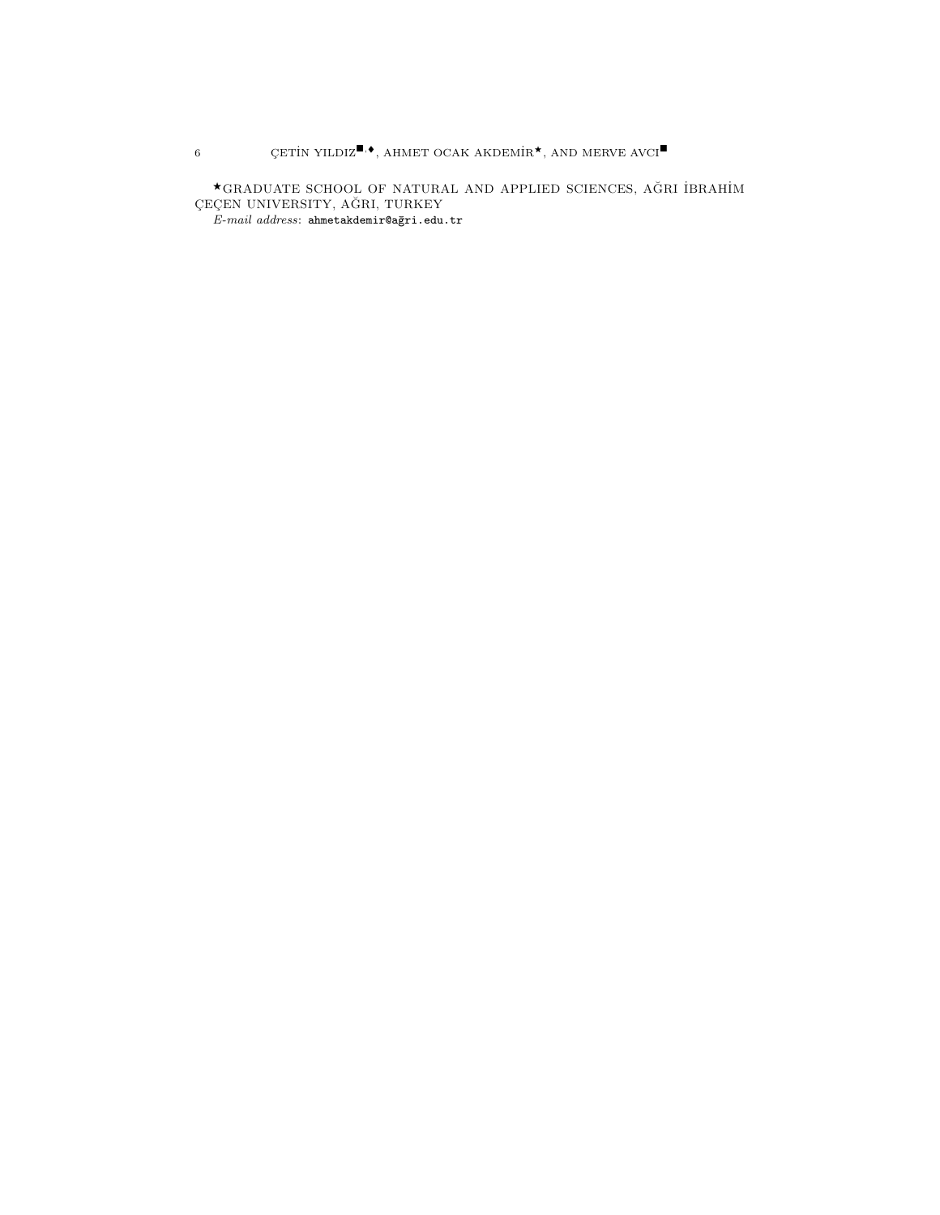★GRADUATE SCHOOL OF NATURAL AND APPLIED SCIENCES, AĞRI İBRAHİM ÇEÇEN UNIVERSITY, AĞRI, TURKEY

*E-mail address*: ahmetakdemir@ağri.edu.tr